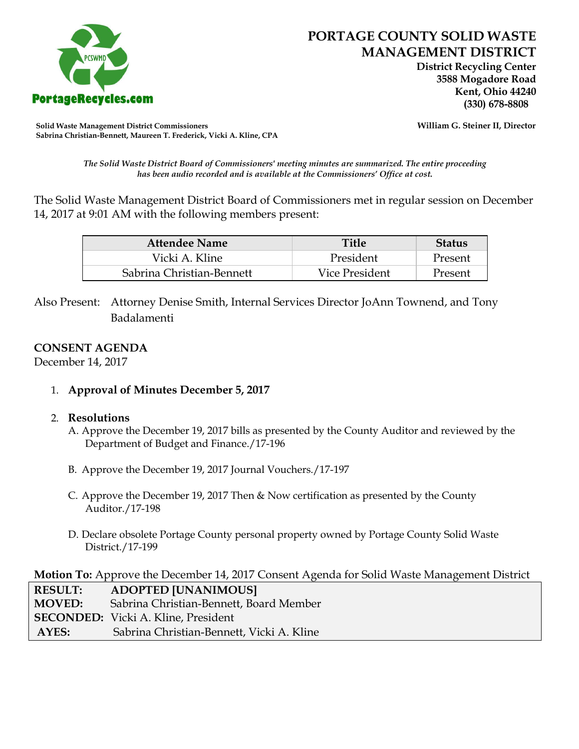# PORTAGE COUNTY SOLID WASTE MANAGEMENT DISTRICT

**District Recycling Center**
**3588 Mogadore Road**
**Kent, Ohio 44240**
**(330) 678-8808**

PortageRecycles.com

**Solid Waste Management District Commissioners**
**Sabrina Christian-Bennett, Maureen T. Frederick, Vicki A. Kline, CPA**

**William G. Steiner II, Director**

*The Solid Waste District Board of Commissioners' meeting minutes are summarized. The entire proceeding has been audio recorded and is available at the Commissioners' Office at cost.*

The Solid Waste Management District Board of Commissioners met in regular session on December 14, 2017 at 9:01 AM with the following members present:

| Attendee Name | Title | Status |
|---|---|---|
| Vicki A. Kline | President | Present |
| Sabrina Christian-Bennett | Vice President | Present |

Also Present: Attorney Denise Smith, Internal Services Director JoAnn Townend, and Tony Badalamenti

## CONSENT AGENDA

December 14, 2017

1. **Approval of Minutes December 5, 2017**

2. **Resolutions**
   A. Approve the December 19, 2017 bills as presented by the County Auditor and reviewed by the Department of Budget and Finance./17-196

   B. Approve the December 19, 2017 Journal Vouchers./17-197

   C. Approve the December 19, 2017 Then & Now certification as presented by the County Auditor./17-198

   D. Declare obsolete Portage County personal property owned by Portage County Solid Waste District./17-199

**Motion To:** Approve the December 14, 2017 Consent Agenda for Solid Waste Management District

| | |
|---|---|
| **RESULT:** | **ADOPTED [UNANIMOUS]** |
| **MOVED:** | Sabrina Christian-Bennett, Board Member |
| **SECONDED:** | Vicki A. Kline, President |
| **AYES:** | Sabrina Christian-Bennett, Vicki A. Kline |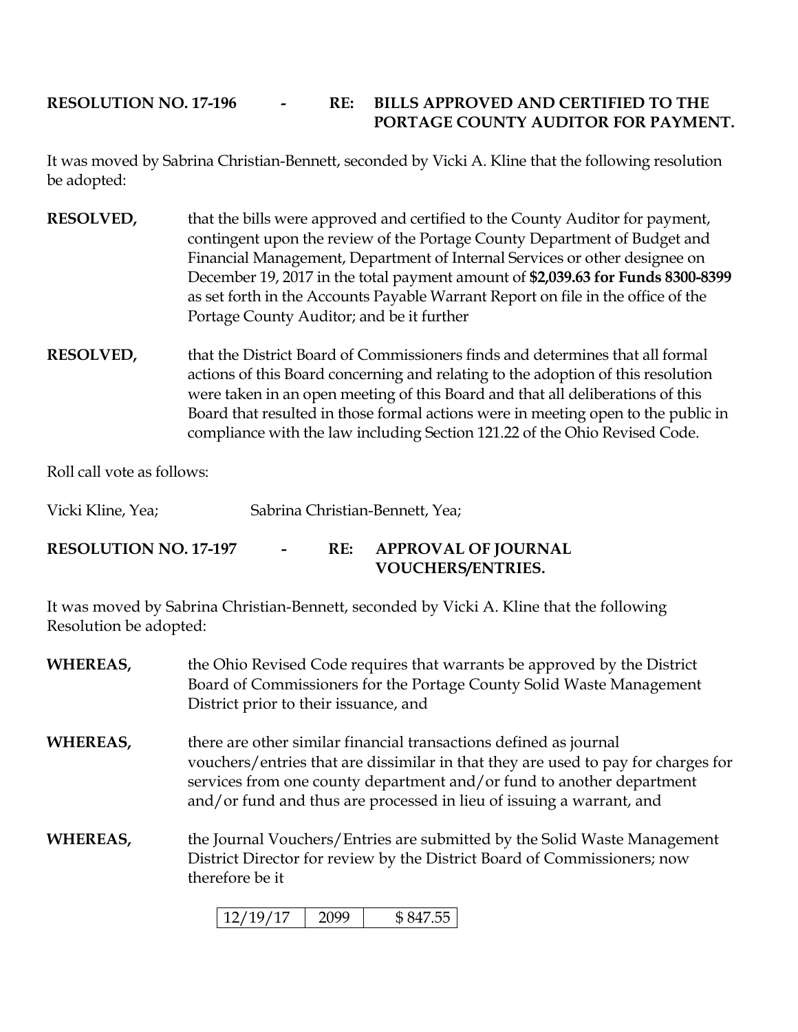**RESOLUTION NO. 17-196 - RE: BILLS APPROVED AND CERTIFIED TO THE PORTAGE COUNTY AUDITOR FOR PAYMENT.**

It was moved by Sabrina Christian-Bennett, seconded by Vicki A. Kline that the following resolution be adopted:

**RESOLVED,** that the bills were approved and certified to the County Auditor for payment, contingent upon the review of the Portage County Department of Budget and Financial Management, Department of Internal Services or other designee on December 19, 2017 in the total payment amount of **$2,039.63 for Funds 8300-8399** as set forth in the Accounts Payable Warrant Report on file in the office of the Portage County Auditor; and be it further

**RESOLVED,** that the District Board of Commissioners finds and determines that all formal actions of this Board concerning and relating to the adoption of this resolution were taken in an open meeting of this Board and that all deliberations of this Board that resulted in those formal actions were in meeting open to the public in compliance with the law including Section 121.22 of the Ohio Revised Code.

Roll call vote as follows:

Vicki Kline, Yea; Sabrina Christian-Bennett, Yea;

**RESOLUTION NO. 17-197 - RE: APPROVAL OF JOURNAL VOUCHERS/ENTRIES.**

It was moved by Sabrina Christian-Bennett, seconded by Vicki A. Kline that the following Resolution be adopted:

**WHEREAS,** the Ohio Revised Code requires that warrants be approved by the District Board of Commissioners for the Portage County Solid Waste Management District prior to their issuance, and

**WHEREAS,** there are other similar financial transactions defined as journal vouchers/entries that are dissimilar in that they are used to pay for charges for services from one county department and/or fund to another department and/or fund and thus are processed in lieu of issuing a warrant, and

**WHEREAS,** the Journal Vouchers/Entries are submitted by the Solid Waste Management District Director for review by the District Board of Commissioners; now therefore be it

| 12/19/17 | 2099 | $ 847.55 |
|---|---|---|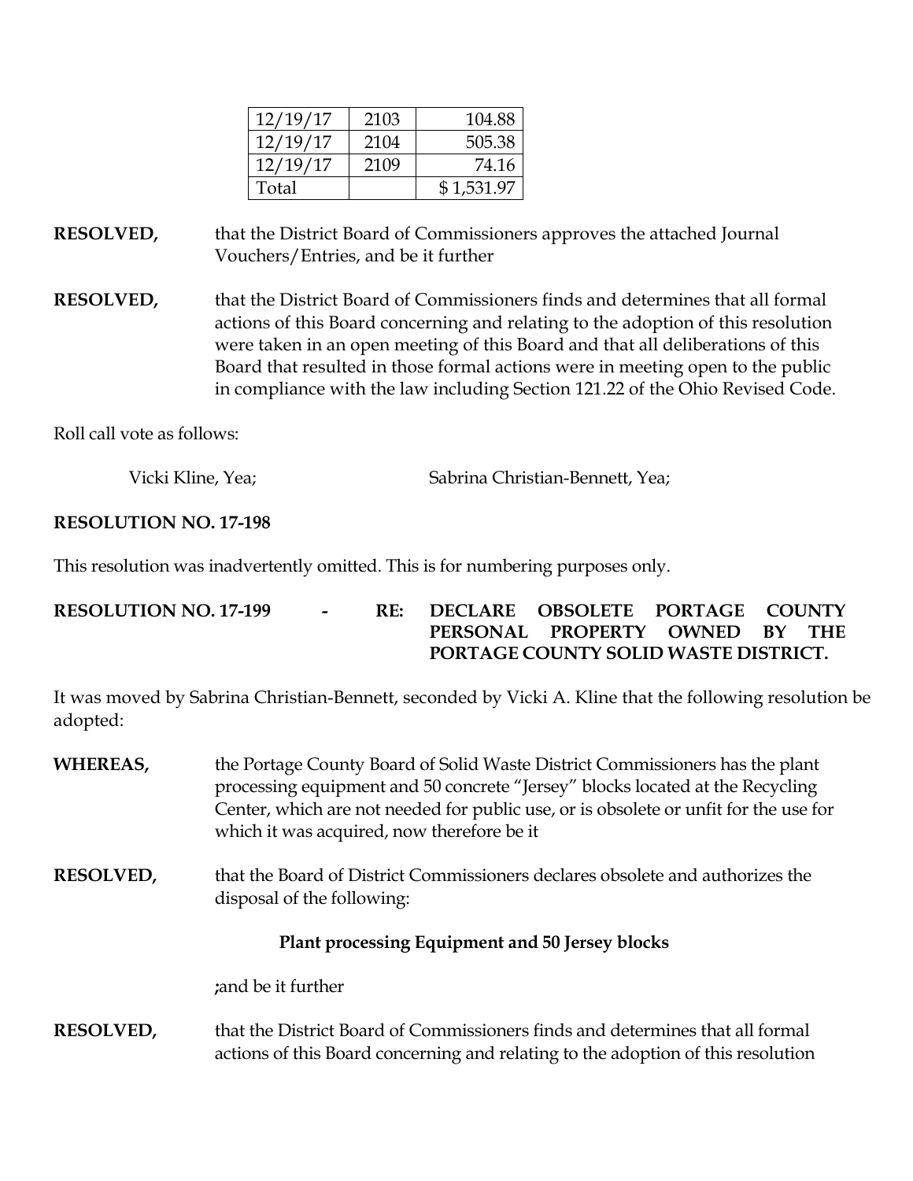| 12/19/17 | 2103 | 104.88 |
|---|---|---|
| 12/19/17 | 2104 | 505.38 |
| 12/19/17 | 2109 | 74.16 |
| Total | | $ 1,531.97 |

**RESOLVED,** that the District Board of Commissioners approves the attached Journal Vouchers/Entries, and be it further

**RESOLVED,** that the District Board of Commissioners finds and determines that all formal actions of this Board concerning and relating to the adoption of this resolution were taken in an open meeting of this Board and that all deliberations of this Board that resulted in those formal actions were in meeting open to the public in compliance with the law including Section 121.22 of the Ohio Revised Code.

Roll call vote as follows:

Vicki Kline, Yea; Sabrina Christian-Bennett, Yea;

**RESOLUTION NO. 17-198**

This resolution was inadvertently omitted. This is for numbering purposes only.

**RESOLUTION NO. 17-199 - RE: DECLARE OBSOLETE PORTAGE COUNTY PERSONAL PROPERTY OWNED BY THE PORTAGE COUNTY SOLID WASTE DISTRICT.**

It was moved by Sabrina Christian-Bennett, seconded by Vicki A. Kline that the following resolution be adopted:

**WHEREAS,** the Portage County Board of Solid Waste District Commissioners has the plant processing equipment and 50 concrete "Jersey" blocks located at the Recycling Center, which are not needed for public use, or is obsolete or unfit for the use for which it was acquired, now therefore be it

**RESOLVED,** that the Board of District Commissioners declares obsolete and authorizes the disposal of the following:

**Plant processing Equipment and 50 Jersey blocks**

**;**and be it further

**RESOLVED,** that the District Board of Commissioners finds and determines that all formal actions of this Board concerning and relating to the adoption of this resolution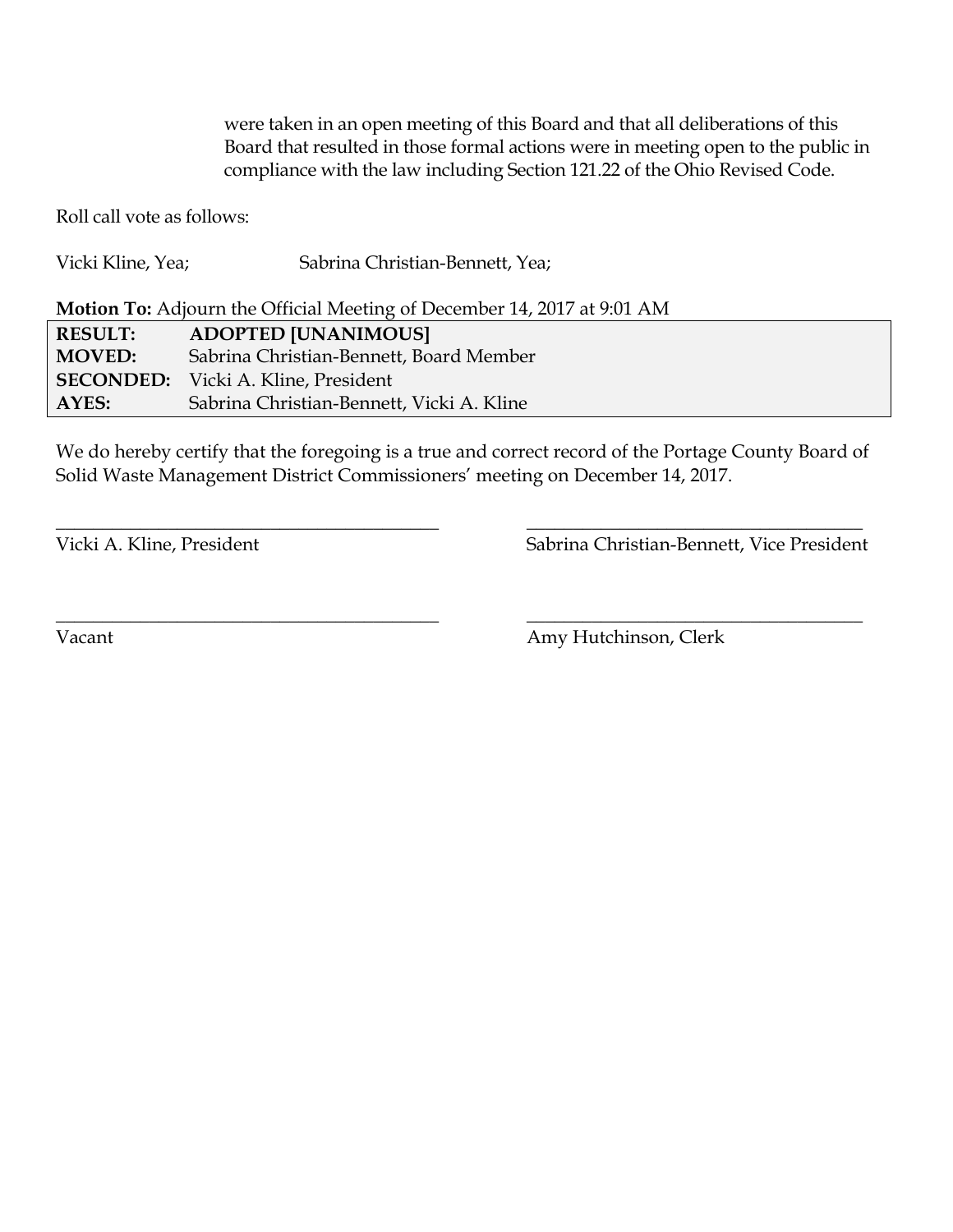were taken in an open meeting of this Board and that all deliberations of this Board that resulted in those formal actions were in meeting open to the public in compliance with the law including Section 121.22 of the Ohio Revised Code.

Roll call vote as follows:

Vicki Kline, Yea; Sabrina Christian-Bennett, Yea;

**Motion To:** Adjourn the Official Meeting of December 14, 2017 at 9:01 AM

| | |
|---|---|
| **RESULT:** | **ADOPTED [UNANIMOUS]** |
| **MOVED:** | Sabrina Christian-Bennett, Board Member |
| **SECONDED:** | Vicki A. Kline, President |
| **AYES:** | Sabrina Christian-Bennett, Vicki A. Kline |

We do hereby certify that the foregoing is a true and correct record of the Portage County Board of Solid Waste Management District Commissioners' meeting on December 14, 2017.

\_\_\_\_\_\_\_\_\_\_\_\_\_\_\_\_\_\_\_\_\_\_\_\_\_\_\_\_\_\_\_\_\_\_\_\_\_\_
Vicki A. Kline, President

\_\_\_\_\_\_\_\_\_\_\_\_\_\_\_\_\_\_\_\_\_\_\_\_\_\_\_\_\_\_\_\_\_\_\_\_\_\_
Sabrina Christian-Bennett, Vice President

\_\_\_\_\_\_\_\_\_\_\_\_\_\_\_\_\_\_\_\_\_\_\_\_\_\_\_\_\_\_\_\_\_\_\_\_\_\_
Vacant

\_\_\_\_\_\_\_\_\_\_\_\_\_\_\_\_\_\_\_\_\_\_\_\_\_\_\_\_\_\_\_\_\_\_\_\_\_\_
Amy Hutchinson, Clerk